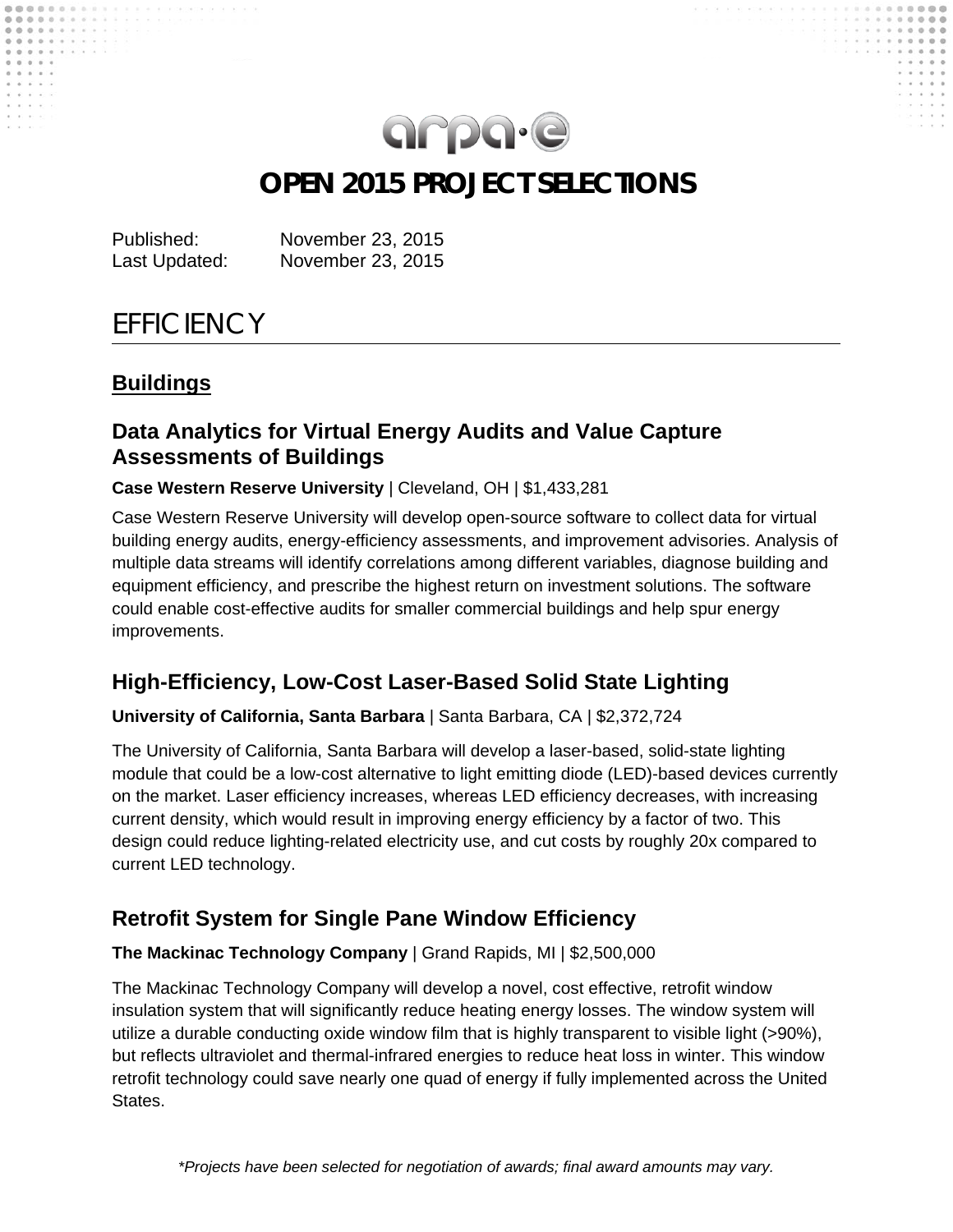# OPEN 2015 PROJECT SELECTIONS

Published: November 23, 2015
Last Updated: November 23, 2015

# EFFICIENCY

## Buildings

### Data Analytics for Virtual Energy Audits and Value Capture Assessments of Buildings

**Case Western Reserve University** | Cleveland, OH | $1,433,281

Case Western Reserve University will develop open-source software to collect data for virtual building energy audits, energy-efficiency assessments, and improvement advisories. Analysis of multiple data streams will identify correlations among different variables, diagnose building and equipment efficiency, and prescribe the highest return on investment solutions. The software could enable cost-effective audits for smaller commercial buildings and help spur energy improvements.

### High-Efficiency, Low-Cost Laser-Based Solid State Lighting

**University of California, Santa Barbara** | Santa Barbara, CA | $2,372,724

The University of California, Santa Barbara will develop a laser-based, solid-state lighting module that could be a low-cost alternative to light emitting diode (LED)-based devices currently on the market. Laser efficiency increases, whereas LED efficiency decreases, with increasing current density, which would result in improving energy efficiency by a factor of two. This design could reduce lighting-related electricity use, and cut costs by roughly 20x compared to current LED technology.

### Retrofit System for Single Pane Window Efficiency

**The Mackinac Technology Company** | Grand Rapids, MI | $2,500,000

The Mackinac Technology Company will develop a novel, cost effective, retrofit window insulation system that will significantly reduce heating energy losses. The window system will utilize a durable conducting oxide window film that is highly transparent to visible light (>90%), but reflects ultraviolet and thermal-infrared energies to reduce heat loss in winter. This window retrofit technology could save nearly one quad of energy if fully implemented across the United States.

*\*Projects have been selected for negotiation of awards; final award amounts may vary.*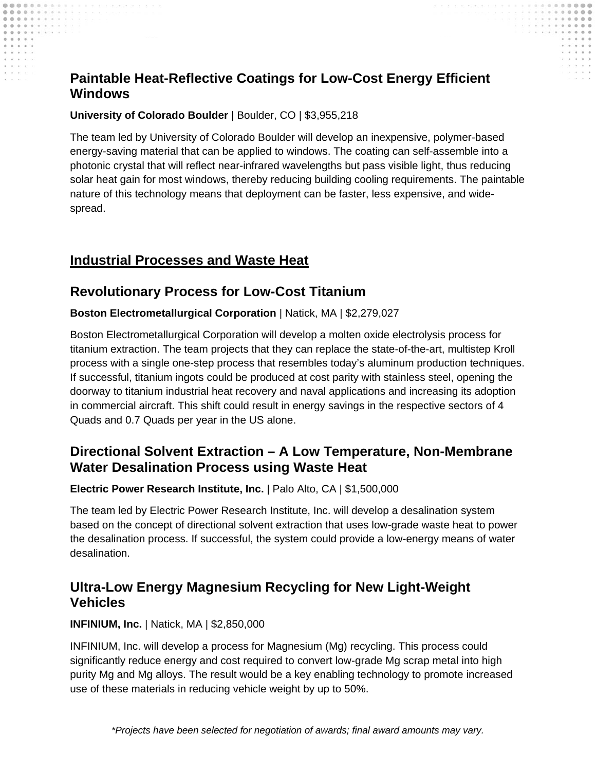### Paintable Heat-Reflective Coatings for Low-Cost Energy Efficient Windows

**University of Colorado Boulder** | Boulder, CO | $3,955,218

The team led by University of Colorado Boulder will develop an inexpensive, polymer-based energy-saving material that can be applied to windows. The coating can self-assemble into a photonic crystal that will reflect near-infrared wavelengths but pass visible light, thus reducing solar heat gain for most windows, thereby reducing building cooling requirements. The paintable nature of this technology means that deployment can be faster, less expensive, and wide-spread.

## Industrial Processes and Waste Heat

### Revolutionary Process for Low-Cost Titanium

**Boston Electrometallurgical Corporation** | Natick, MA | $2,279,027

Boston Electrometallurgical Corporation will develop a molten oxide electrolysis process for titanium extraction. The team projects that they can replace the state-of-the-art, multistep Kroll process with a single one-step process that resembles today's aluminum production techniques. If successful, titanium ingots could be produced at cost parity with stainless steel, opening the doorway to titanium industrial heat recovery and naval applications and increasing its adoption in commercial aircraft. This shift could result in energy savings in the respective sectors of 4 Quads and 0.7 Quads per year in the US alone.

### Directional Solvent Extraction – A Low Temperature, Non-Membrane Water Desalination Process using Waste Heat

**Electric Power Research Institute, Inc.** | Palo Alto, CA | $1,500,000

The team led by Electric Power Research Institute, Inc. will develop a desalination system based on the concept of directional solvent extraction that uses low-grade waste heat to power the desalination process. If successful, the system could provide a low-energy means of water desalination.

### Ultra-Low Energy Magnesium Recycling for New Light-Weight Vehicles

**INFINIUM, Inc.** | Natick, MA | $2,850,000

INFINIUM, Inc. will develop a process for Magnesium (Mg) recycling. This process could significantly reduce energy and cost required to convert low-grade Mg scrap metal into high purity Mg and Mg alloys. The result would be a key enabling technology to promote increased use of these materials in reducing vehicle weight by up to 50%.

*\*Projects have been selected for negotiation of awards; final award amounts may vary.*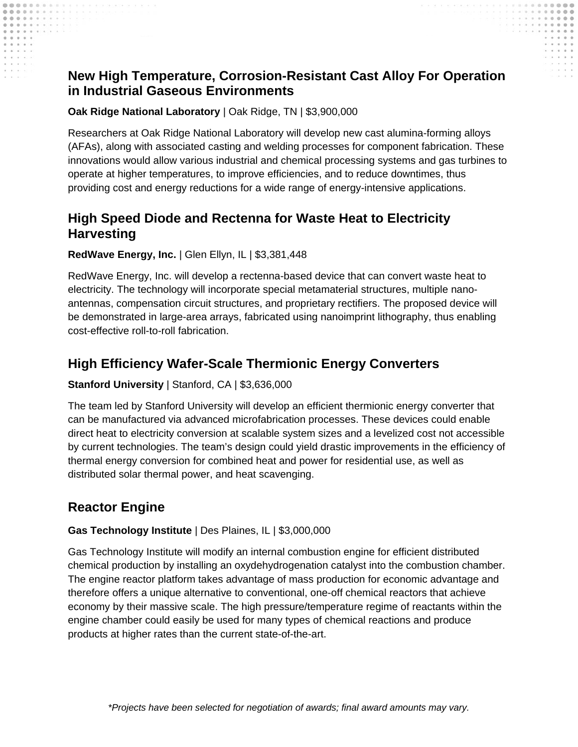## New High Temperature, Corrosion-Resistant Cast Alloy For Operation in Industrial Gaseous Environments

**Oak Ridge National Laboratory** | Oak Ridge, TN | $3,900,000

Researchers at Oak Ridge National Laboratory will develop new cast alumina-forming alloys (AFAs), along with associated casting and welding processes for component fabrication. These innovations would allow various industrial and chemical processing systems and gas turbines to operate at higher temperatures, to improve efficiencies, and to reduce downtimes, thus providing cost and energy reductions for a wide range of energy-intensive applications.

## High Speed Diode and Rectenna for Waste Heat to Electricity Harvesting

**RedWave Energy, Inc.** | Glen Ellyn, IL | $3,381,448

RedWave Energy, Inc. will develop a rectenna-based device that can convert waste heat to electricity. The technology will incorporate special metamaterial structures, multiple nano-antennas, compensation circuit structures, and proprietary rectifiers. The proposed device will be demonstrated in large-area arrays, fabricated using nanoimprint lithography, thus enabling cost-effective roll-to-roll fabrication.

## High Efficiency Wafer-Scale Thermionic Energy Converters

**Stanford University** | Stanford, CA | $3,636,000

The team led by Stanford University will develop an efficient thermionic energy converter that can be manufactured via advanced microfabrication processes. These devices could enable direct heat to electricity conversion at scalable system sizes and a levelized cost not accessible by current technologies. The team's design could yield drastic improvements in the efficiency of thermal energy conversion for combined heat and power for residential use, as well as distributed solar thermal power, and heat scavenging.

## Reactor Engine

**Gas Technology Institute** | Des Plaines, IL | $3,000,000

Gas Technology Institute will modify an internal combustion engine for efficient distributed chemical production by installing an oxydehydrogenation catalyst into the combustion chamber. The engine reactor platform takes advantage of mass production for economic advantage and therefore offers a unique alternative to conventional, one-off chemical reactors that achieve economy by their massive scale. The high pressure/temperature regime of reactants within the engine chamber could easily be used for many types of chemical reactions and produce products at higher rates than the current state-of-the-art.

*\*Projects have been selected for negotiation of awards; final award amounts may vary.*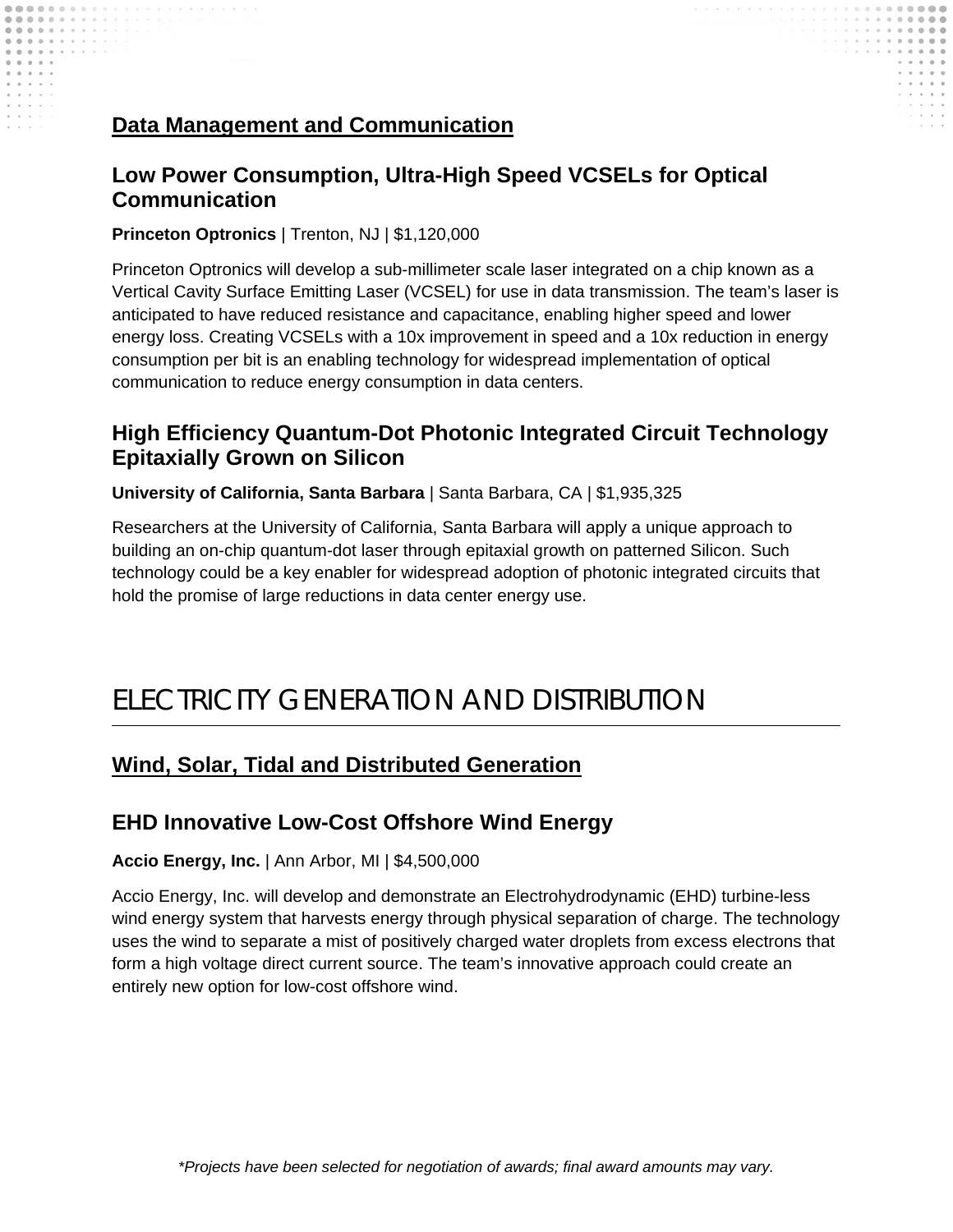## Data Management and Communication

### Low Power Consumption, Ultra-High Speed VCSELs for Optical Communication

**Princeton Optronics** | Trenton, NJ | $1,120,000

Princeton Optronics will develop a sub-millimeter scale laser integrated on a chip known as a Vertical Cavity Surface Emitting Laser (VCSEL) for use in data transmission. The team's laser is anticipated to have reduced resistance and capacitance, enabling higher speed and lower energy loss. Creating VCSELs with a 10x improvement in speed and a 10x reduction in energy consumption per bit is an enabling technology for widespread implementation of optical communication to reduce energy consumption in data centers.

### High Efficiency Quantum-Dot Photonic Integrated Circuit Technology Epitaxially Grown on Silicon

**University of California, Santa Barbara** | Santa Barbara, CA | $1,935,325

Researchers at the University of California, Santa Barbara will apply a unique approach to building an on-chip quantum-dot laser through epitaxial growth on patterned Silicon. Such technology could be a key enabler for widespread adoption of photonic integrated circuits that hold the promise of large reductions in data center energy use.

# ELECTRICITY GENERATION AND DISTRIBUTION

## Wind, Solar, Tidal and Distributed Generation

### EHD Innovative Low-Cost Offshore Wind Energy

**Accio Energy, Inc.** | Ann Arbor, MI | $4,500,000

Accio Energy, Inc. will develop and demonstrate an Electrohydrodynamic (EHD) turbine-less wind energy system that harvests energy through physical separation of charge. The technology uses the wind to separate a mist of positively charged water droplets from excess electrons that form a high voltage direct current source. The team's innovative approach could create an entirely new option for low-cost offshore wind.

*\*Projects have been selected for negotiation of awards; final award amounts may vary.*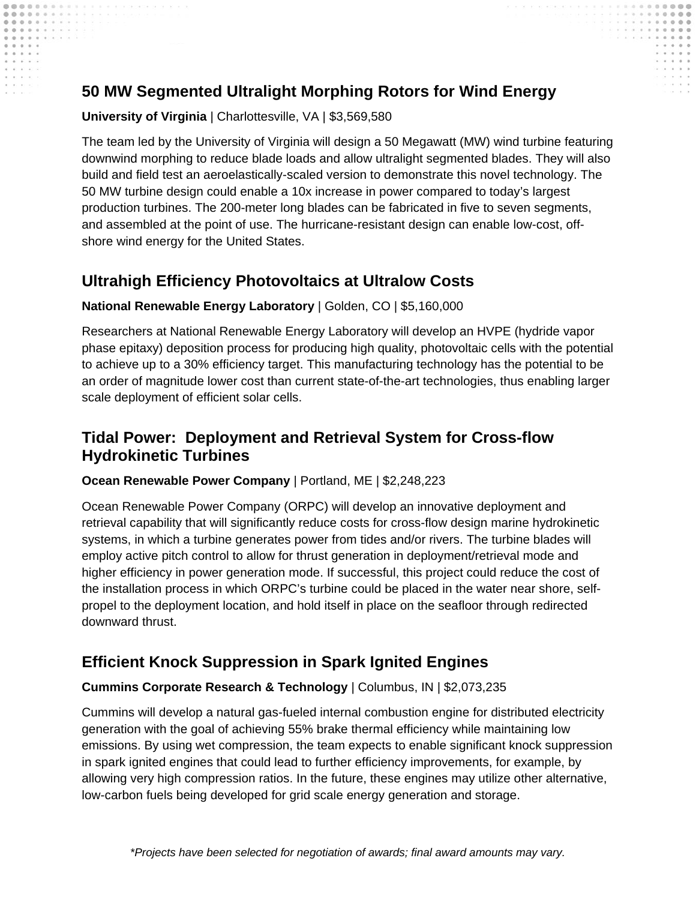## 50 MW Segmented Ultralight Morphing Rotors for Wind Energy

**University of Virginia** | Charlottesville, VA | $3,569,580

The team led by the University of Virginia will design a 50 Megawatt (MW) wind turbine featuring downwind morphing to reduce blade loads and allow ultralight segmented blades. They will also build and field test an aeroelastically-scaled version to demonstrate this novel technology. The 50 MW turbine design could enable a 10x increase in power compared to today's largest production turbines. The 200-meter long blades can be fabricated in five to seven segments, and assembled at the point of use. The hurricane-resistant design can enable low-cost, off-shore wind energy for the United States.

## Ultrahigh Efficiency Photovoltaics at Ultralow Costs

**National Renewable Energy Laboratory** | Golden, CO | $5,160,000

Researchers at National Renewable Energy Laboratory will develop an HVPE (hydride vapor phase epitaxy) deposition process for producing high quality, photovoltaic cells with the potential to achieve up to a 30% efficiency target. This manufacturing technology has the potential to be an order of magnitude lower cost than current state-of-the-art technologies, thus enabling larger scale deployment of efficient solar cells.

## Tidal Power: Deployment and Retrieval System for Cross-flow Hydrokinetic Turbines

**Ocean Renewable Power Company** | Portland, ME | $2,248,223

Ocean Renewable Power Company (ORPC) will develop an innovative deployment and retrieval capability that will significantly reduce costs for cross-flow design marine hydrokinetic systems, in which a turbine generates power from tides and/or rivers. The turbine blades will employ active pitch control to allow for thrust generation in deployment/retrieval mode and higher efficiency in power generation mode. If successful, this project could reduce the cost of the installation process in which ORPC's turbine could be placed in the water near shore, self-propel to the deployment location, and hold itself in place on the seafloor through redirected downward thrust.

## Efficient Knock Suppression in Spark Ignited Engines

**Cummins Corporate Research & Technology** | Columbus, IN | $2,073,235

Cummins will develop a natural gas-fueled internal combustion engine for distributed electricity generation with the goal of achieving 55% brake thermal efficiency while maintaining low emissions. By using wet compression, the team expects to enable significant knock suppression in spark ignited engines that could lead to further efficiency improvements, for example, by allowing very high compression ratios. In the future, these engines may utilize other alternative, low-carbon fuels being developed for grid scale energy generation and storage.

*\*Projects have been selected for negotiation of awards; final award amounts may vary.*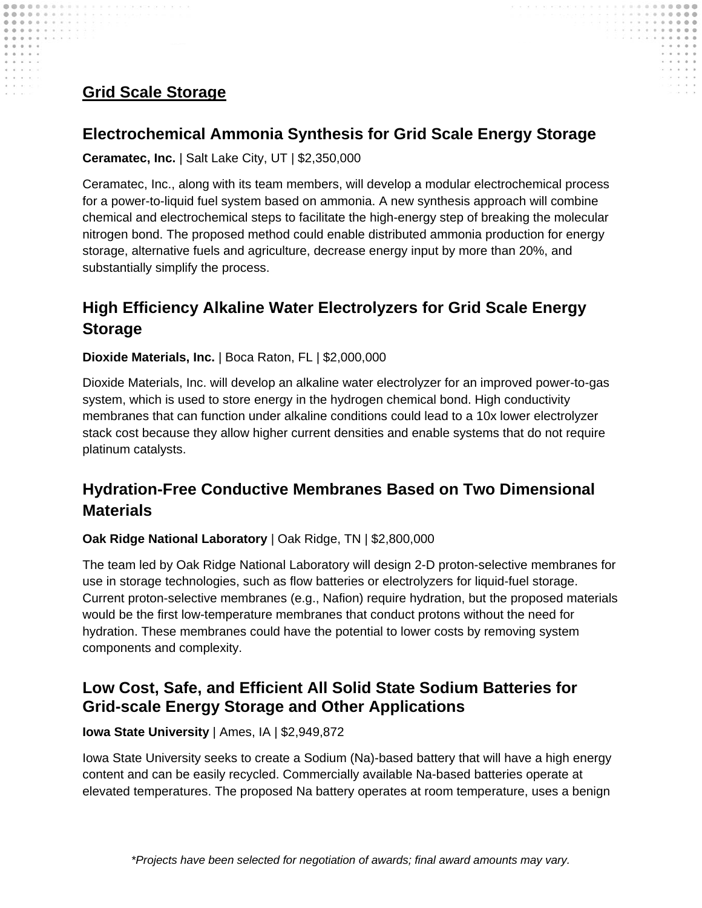## Grid Scale Storage

### Electrochemical Ammonia Synthesis for Grid Scale Energy Storage

**Ceramatec, Inc.** | Salt Lake City, UT | $2,350,000

Ceramatec, Inc., along with its team members, will develop a modular electrochemical process for a power-to-liquid fuel system based on ammonia. A new synthesis approach will combine chemical and electrochemical steps to facilitate the high-energy step of breaking the molecular nitrogen bond. The proposed method could enable distributed ammonia production for energy storage, alternative fuels and agriculture, decrease energy input by more than 20%, and substantially simplify the process.

### High Efficiency Alkaline Water Electrolyzers for Grid Scale Energy Storage

**Dioxide Materials, Inc.** | Boca Raton, FL | $2,000,000

Dioxide Materials, Inc. will develop an alkaline water electrolyzer for an improved power-to-gas system, which is used to store energy in the hydrogen chemical bond. High conductivity membranes that can function under alkaline conditions could lead to a 10x lower electrolyzer stack cost because they allow higher current densities and enable systems that do not require platinum catalysts.

### Hydration-Free Conductive Membranes Based on Two Dimensional Materials

**Oak Ridge National Laboratory** | Oak Ridge, TN | $2,800,000

The team led by Oak Ridge National Laboratory will design 2-D proton-selective membranes for use in storage technologies, such as flow batteries or electrolyzers for liquid-fuel storage. Current proton-selective membranes (e.g., Nafion) require hydration, but the proposed materials would be the first low-temperature membranes that conduct protons without the need for hydration. These membranes could have the potential to lower costs by removing system components and complexity.

### Low Cost, Safe, and Efficient All Solid State Sodium Batteries for Grid-scale Energy Storage and Other Applications

**Iowa State University** | Ames, IA | $2,949,872

Iowa State University seeks to create a Sodium (Na)-based battery that will have a high energy content and can be easily recycled. Commercially available Na-based batteries operate at elevated temperatures. The proposed Na battery operates at room temperature, uses a benign

*Projects have been selected for negotiation of awards; final award amounts may vary.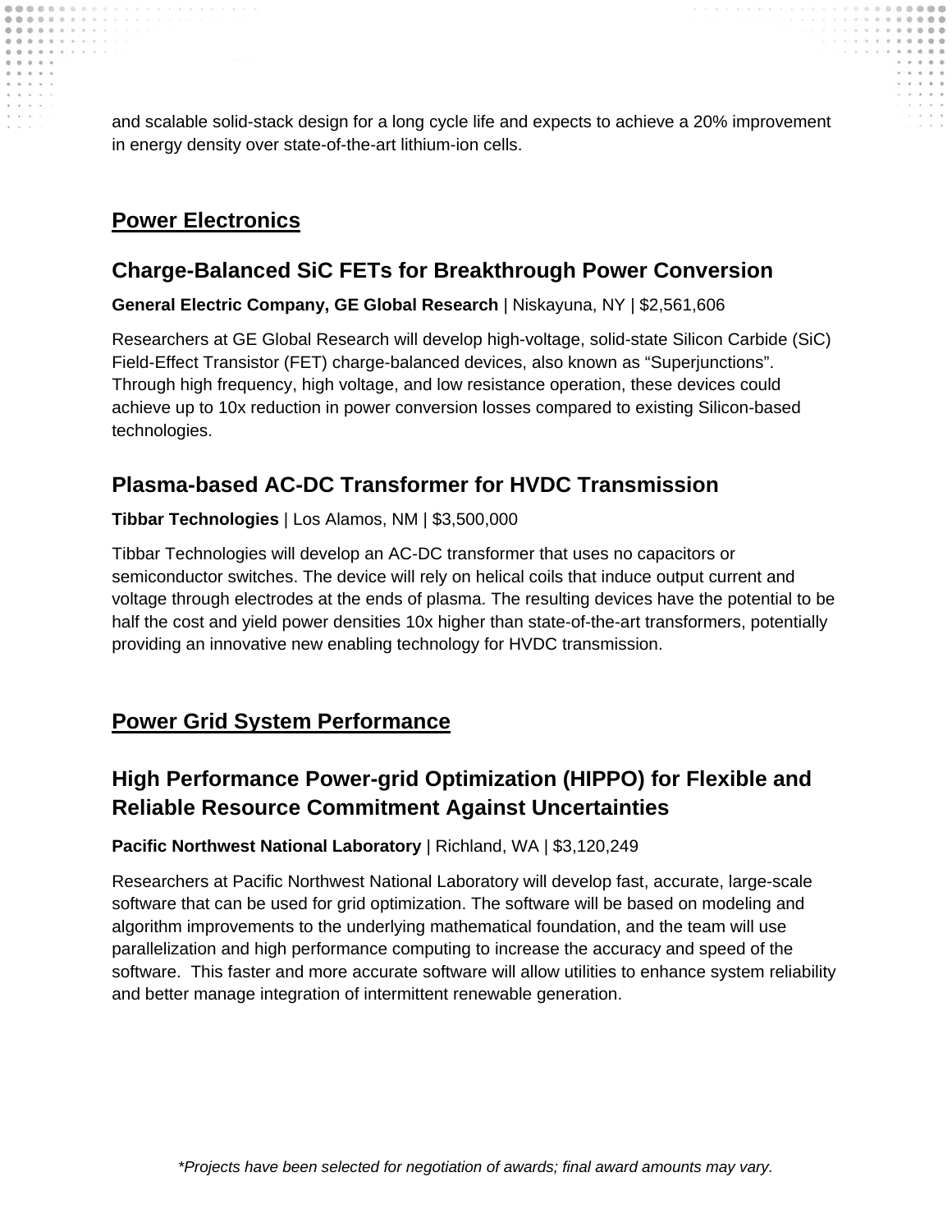and scalable solid-stack design for a long cycle life and expects to achieve a 20% improvement in energy density over state-of-the-art lithium-ion cells.

## Power Electronics

### Charge-Balanced SiC FETs for Breakthrough Power Conversion

**General Electric Company, GE Global Research** | Niskayuna, NY | $2,561,606

Researchers at GE Global Research will develop high-voltage, solid-state Silicon Carbide (SiC) Field-Effect Transistor (FET) charge-balanced devices, also known as "Superjunctions". Through high frequency, high voltage, and low resistance operation, these devices could achieve up to 10x reduction in power conversion losses compared to existing Silicon-based technologies.

### Plasma-based AC-DC Transformer for HVDC Transmission

**Tibbar Technologies** | Los Alamos, NM | $3,500,000

Tibbar Technologies will develop an AC-DC transformer that uses no capacitors or semiconductor switches. The device will rely on helical coils that induce output current and voltage through electrodes at the ends of plasma. The resulting devices have the potential to be half the cost and yield power densities 10x higher than state-of-the-art transformers, potentially providing an innovative new enabling technology for HVDC transmission.

## Power Grid System Performance

### High Performance Power-grid Optimization (HIPPO) for Flexible and Reliable Resource Commitment Against Uncertainties

**Pacific Northwest National Laboratory** | Richland, WA | $3,120,249

Researchers at Pacific Northwest National Laboratory will develop fast, accurate, large-scale software that can be used for grid optimization. The software will be based on modeling and algorithm improvements to the underlying mathematical foundation, and the team will use parallelization and high performance computing to increase the accuracy and speed of the software. This faster and more accurate software will allow utilities to enhance system reliability and better manage integration of intermittent renewable generation.

*Projects have been selected for negotiation of awards; final award amounts may vary.*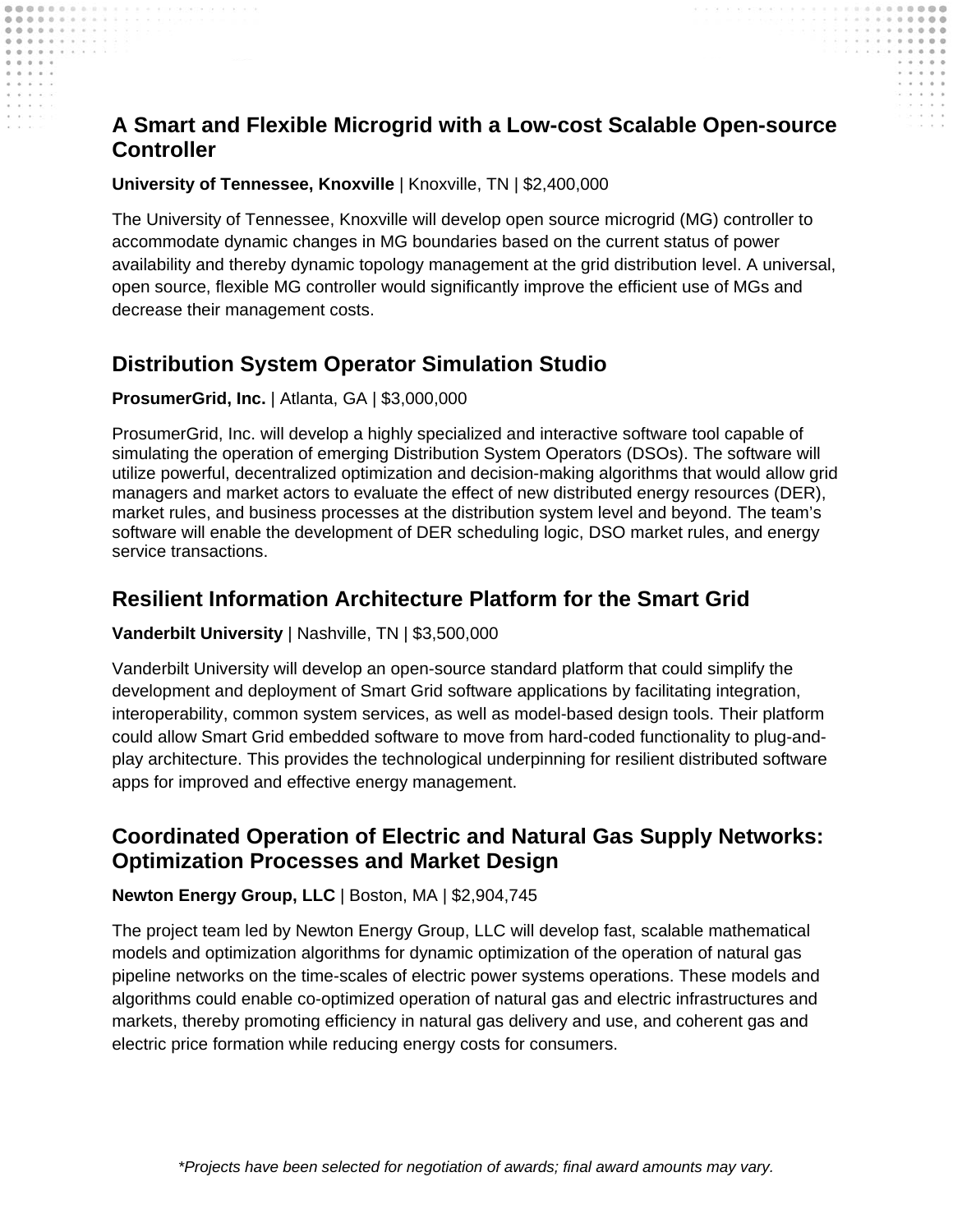## A Smart and Flexible Microgrid with a Low-cost Scalable Open-source Controller

**University of Tennessee, Knoxville** | Knoxville, TN | $2,400,000

The University of Tennessee, Knoxville will develop open source microgrid (MG) controller to accommodate dynamic changes in MG boundaries based on the current status of power availability and thereby dynamic topology management at the grid distribution level. A universal, open source, flexible MG controller would significantly improve the efficient use of MGs and decrease their management costs.

## Distribution System Operator Simulation Studio

**ProsumerGrid, Inc.** | Atlanta, GA | $3,000,000

ProsumerGrid, Inc. will develop a highly specialized and interactive software tool capable of simulating the operation of emerging Distribution System Operators (DSOs). The software will utilize powerful, decentralized optimization and decision-making algorithms that would allow grid managers and market actors to evaluate the effect of new distributed energy resources (DER), market rules, and business processes at the distribution system level and beyond. The team's software will enable the development of DER scheduling logic, DSO market rules, and energy service transactions.

## Resilient Information Architecture Platform for the Smart Grid

**Vanderbilt University** | Nashville, TN | $3,500,000

Vanderbilt University will develop an open-source standard platform that could simplify the development and deployment of Smart Grid software applications by facilitating integration, interoperability, common system services, as well as model-based design tools. Their platform could allow Smart Grid embedded software to move from hard-coded functionality to plug-and-play architecture. This provides the technological underpinning for resilient distributed software apps for improved and effective energy management.

## Coordinated Operation of Electric and Natural Gas Supply Networks: Optimization Processes and Market Design

**Newton Energy Group, LLC** | Boston, MA | $2,904,745

The project team led by Newton Energy Group, LLC will develop fast, scalable mathematical models and optimization algorithms for dynamic optimization of the operation of natural gas pipeline networks on the time-scales of electric power systems operations. These models and algorithms could enable co-optimized operation of natural gas and electric infrastructures and markets, thereby promoting efficiency in natural gas delivery and use, and coherent gas and electric price formation while reducing energy costs for consumers.

*\*Projects have been selected for negotiation of awards; final award amounts may vary.*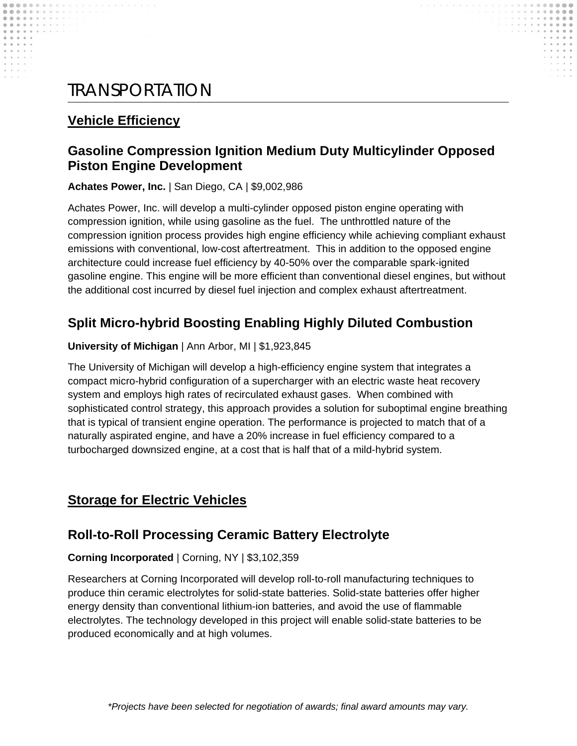# TRANSPORTATION

## Vehicle Efficiency

### Gasoline Compression Ignition Medium Duty Multicylinder Opposed Piston Engine Development

**Achates Power, Inc.** | San Diego, CA | $9,002,986

Achates Power, Inc. will develop a multi-cylinder opposed piston engine operating with compression ignition, while using gasoline as the fuel. The unthrottled nature of the compression ignition process provides high engine efficiency while achieving compliant exhaust emissions with conventional, low-cost aftertreatment. This in addition to the opposed engine architecture could increase fuel efficiency by 40-50% over the comparable spark-ignited gasoline engine. This engine will be more efficient than conventional diesel engines, but without the additional cost incurred by diesel fuel injection and complex exhaust aftertreatment.

### Split Micro-hybrid Boosting Enabling Highly Diluted Combustion

**University of Michigan** | Ann Arbor, MI | $1,923,845

The University of Michigan will develop a high-efficiency engine system that integrates a compact micro-hybrid configuration of a supercharger with an electric waste heat recovery system and employs high rates of recirculated exhaust gases. When combined with sophisticated control strategy, this approach provides a solution for suboptimal engine breathing that is typical of transient engine operation. The performance is projected to match that of a naturally aspirated engine, and have a 20% increase in fuel efficiency compared to a turbocharged downsized engine, at a cost that is half that of a mild-hybrid system.

## Storage for Electric Vehicles

### Roll-to-Roll Processing Ceramic Battery Electrolyte

**Corning Incorporated** | Corning, NY | $3,102,359

Researchers at Corning Incorporated will develop roll-to-roll manufacturing techniques to produce thin ceramic electrolytes for solid-state batteries. Solid-state batteries offer higher energy density than conventional lithium-ion batteries, and avoid the use of flammable electrolytes. The technology developed in this project will enable solid-state batteries to be produced economically and at high volumes.

*\*Projects have been selected for negotiation of awards; final award amounts may vary.*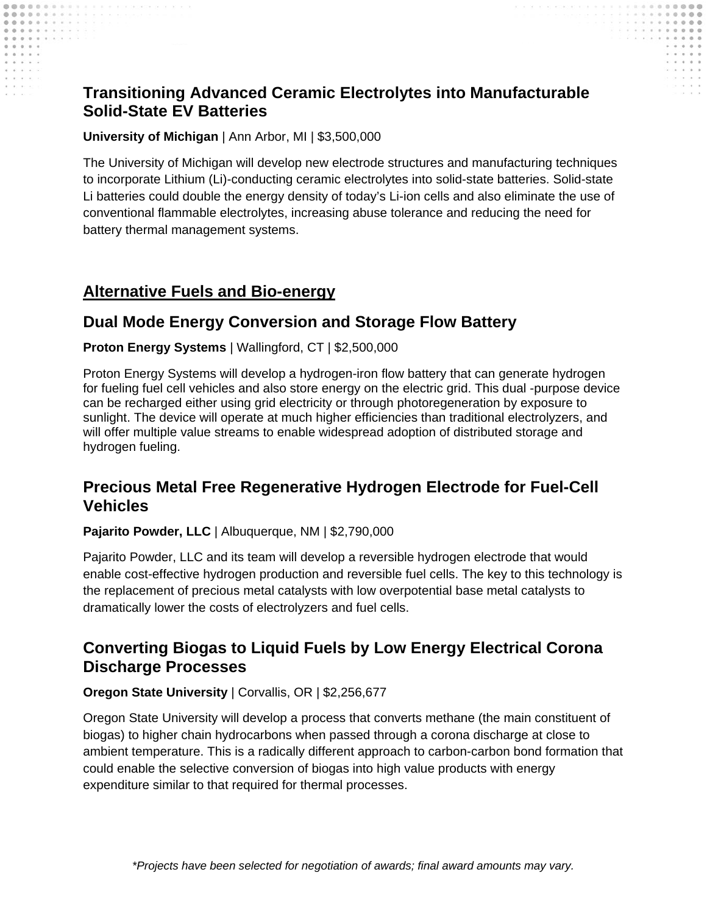### Transitioning Advanced Ceramic Electrolytes into Manufacturable Solid-State EV Batteries

**University of Michigan** | Ann Arbor, MI | $3,500,000

The University of Michigan will develop new electrode structures and manufacturing techniques to incorporate Lithium (Li)-conducting ceramic electrolytes into solid-state batteries. Solid-state Li batteries could double the energy density of today's Li-ion cells and also eliminate the use of conventional flammable electrolytes, increasing abuse tolerance and reducing the need for battery thermal management systems.

## Alternative Fuels and Bio-energy

### Dual Mode Energy Conversion and Storage Flow Battery

**Proton Energy Systems** | Wallingford, CT | $2,500,000

Proton Energy Systems will develop a hydrogen-iron flow battery that can generate hydrogen for fueling fuel cell vehicles and also store energy on the electric grid. This dual -purpose device can be recharged either using grid electricity or through photoregeneration by exposure to sunlight. The device will operate at much higher efficiencies than traditional electrolyzers, and will offer multiple value streams to enable widespread adoption of distributed storage and hydrogen fueling.

### Precious Metal Free Regenerative Hydrogen Electrode for Fuel-Cell Vehicles

**Pajarito Powder, LLC** | Albuquerque, NM | $2,790,000

Pajarito Powder, LLC and its team will develop a reversible hydrogen electrode that would enable cost-effective hydrogen production and reversible fuel cells. The key to this technology is the replacement of precious metal catalysts with low overpotential base metal catalysts to dramatically lower the costs of electrolyzers and fuel cells.

### Converting Biogas to Liquid Fuels by Low Energy Electrical Corona Discharge Processes

**Oregon State University** | Corvallis, OR | $2,256,677

Oregon State University will develop a process that converts methane (the main constituent of biogas) to higher chain hydrocarbons when passed through a corona discharge at close to ambient temperature. This is a radically different approach to carbon-carbon bond formation that could enable the selective conversion of biogas into high value products with energy expenditure similar to that required for thermal processes.

*\*Projects have been selected for negotiation of awards; final award amounts may vary.*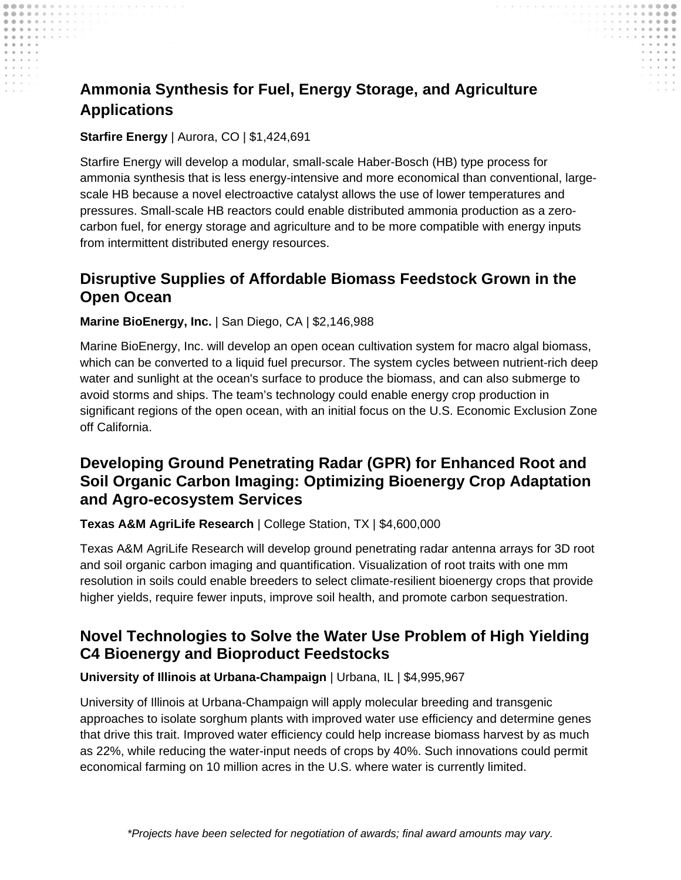## Ammonia Synthesis for Fuel, Energy Storage, and Agriculture Applications

**Starfire Energy** | Aurora, CO | $1,424,691

Starfire Energy will develop a modular, small-scale Haber-Bosch (HB) type process for ammonia synthesis that is less energy-intensive and more economical than conventional, large-scale HB because a novel electroactive catalyst allows the use of lower temperatures and pressures. Small-scale HB reactors could enable distributed ammonia production as a zero-carbon fuel, for energy storage and agriculture and to be more compatible with energy inputs from intermittent distributed energy resources.

## Disruptive Supplies of Affordable Biomass Feedstock Grown in the Open Ocean

**Marine BioEnergy, Inc.** | San Diego, CA | $2,146,988

Marine BioEnergy, Inc. will develop an open ocean cultivation system for macro algal biomass, which can be converted to a liquid fuel precursor. The system cycles between nutrient-rich deep water and sunlight at the ocean's surface to produce the biomass, and can also submerge to avoid storms and ships. The team's technology could enable energy crop production in significant regions of the open ocean, with an initial focus on the U.S. Economic Exclusion Zone off California.

## Developing Ground Penetrating Radar (GPR) for Enhanced Root and Soil Organic Carbon Imaging: Optimizing Bioenergy Crop Adaptation and Agro-ecosystem Services

**Texas A&M AgriLife Research** | College Station, TX | $4,600,000

Texas A&M AgriLife Research will develop ground penetrating radar antenna arrays for 3D root and soil organic carbon imaging and quantification. Visualization of root traits with one mm resolution in soils could enable breeders to select climate-resilient bioenergy crops that provide higher yields, require fewer inputs, improve soil health, and promote carbon sequestration.

## Novel Technologies to Solve the Water Use Problem of High Yielding C4 Bioenergy and Bioproduct Feedstocks

**University of Illinois at Urbana-Champaign** | Urbana, IL | $4,995,967

University of Illinois at Urbana-Champaign will apply molecular breeding and transgenic approaches to isolate sorghum plants with improved water use efficiency and determine genes that drive this trait. Improved water efficiency could help increase biomass harvest by as much as 22%, while reducing the water-input needs of crops by 40%. Such innovations could permit economical farming on 10 million acres in the U.S. where water is currently limited.

*\*Projects have been selected for negotiation of awards; final award amounts may vary.*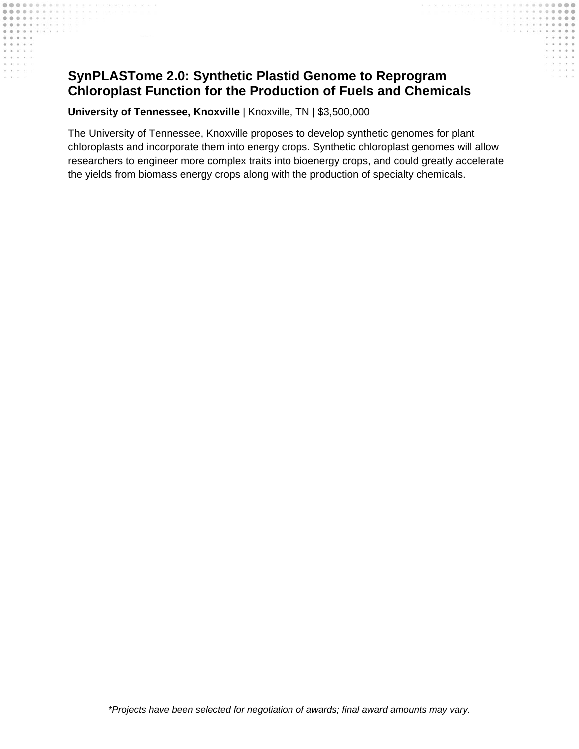## SynPLASTome 2.0: Synthetic Plastid Genome to Reprogram Chloroplast Function for the Production of Fuels and Chemicals

**University of Tennessee, Knoxville** | Knoxville, TN | $3,500,000

The University of Tennessee, Knoxville proposes to develop synthetic genomes for plant chloroplasts and incorporate them into energy crops. Synthetic chloroplast genomes will allow researchers to engineer more complex traits into bioenergy crops, and could greatly accelerate the yields from biomass energy crops along with the production of specialty chemicals.

*\*Projects have been selected for negotiation of awards; final award amounts may vary.*